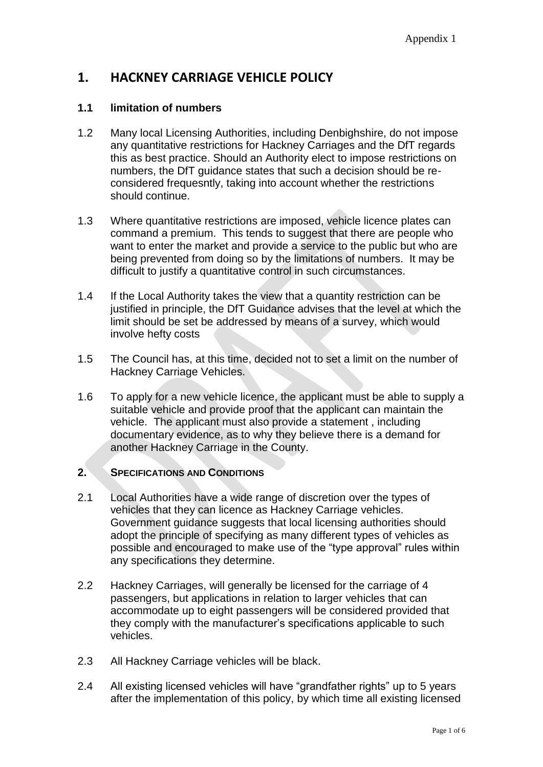Appendix 1

# 1. HACKNEY CARRIAGE VEHICLE POLICY

### 1.1 limitation of numbers

1.2 Many local Licensing Authorities, including Denbighshire, do not impose any quantitative restrictions for Hackney Carriages and the DfT regards this as best practice. Should an Authority elect to impose restrictions on numbers, the DfT guidance states that such a decision should be re-considered frequesntly, taking into account whether the restrictions should continue.

1.3 Where quantitative restrictions are imposed, vehicle licence plates can command a premium. This tends to suggest that there are people who want to enter the market and provide a service to the public but who are being prevented from doing so by the limitations of numbers. It may be difficult to justify a quantitative control in such circumstances.

1.4 If the Local Authority takes the view that a quantity restriction can be justified in principle, the DfT Guidance advises that the level at which the limit should be set be addressed by means of a survey, which would involve hefty costs

1.5 The Council has, at this time, decided not to set a limit on the number of Hackney Carriage Vehicles.

1.6 To apply for a new vehicle licence, the applicant must be able to supply a suitable vehicle and provide proof that the applicant can maintain the vehicle. The applicant must also provide a statement , including documentary evidence, as to why they believe there is a demand for another Hackney Carriage in the County.

## 2. SPECIFICATIONS AND CONDITIONS

2.1 Local Authorities have a wide range of discretion over the types of vehicles that they can licence as Hackney Carriage vehicles. Government guidance suggests that local licensing authorities should adopt the principle of specifying as many different types of vehicles as possible and encouraged to make use of the "type approval" rules within any specifications they determine.

2.2 Hackney Carriages, will generally be licensed for the carriage of 4 passengers, but applications in relation to larger vehicles that can accommodate up to eight passengers will be considered provided that they comply with the manufacturer's specifications applicable to such vehicles.

2.3 All Hackney Carriage vehicles will be black.

2.4 All existing licensed vehicles will have "grandfather rights" up to 5 years after the implementation of this policy, by which time all existing licensed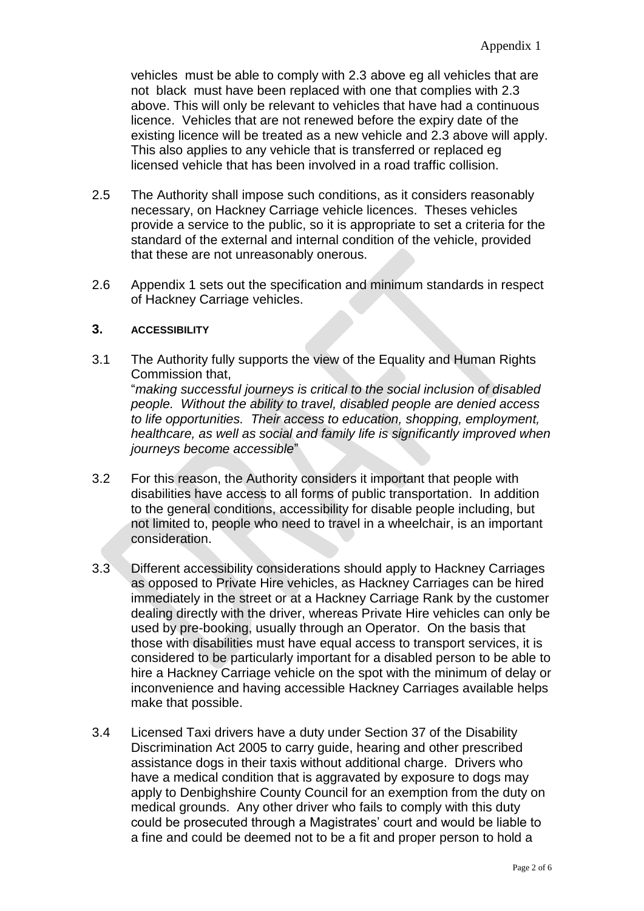vehicles must be able to comply with 2.3 above eg all vehicles that are not black must have been replaced with one that complies with 2.3 above. This will only be relevant to vehicles that have had a continuous licence. Vehicles that are not renewed before the expiry date of the existing licence will be treated as a new vehicle and 2.3 above will apply. This also applies to any vehicle that is transferred or replaced eg licensed vehicle that has been involved in a road traffic collision.

2.5 The Authority shall impose such conditions, as it considers reasonably necessary, on Hackney Carriage vehicle licences. Theses vehicles provide a service to the public, so it is appropriate to set a criteria for the standard of the external and internal condition of the vehicle, provided that these are not unreasonably onerous.

2.6 Appendix 1 sets out the specification and minimum standards in respect of Hackney Carriage vehicles.

## 3. ACCESSIBILITY

3.1 The Authority fully supports the view of the Equality and Human Rights Commission that,
"*making successful journeys is critical to the social inclusion of disabled people. Without the ability to travel, disabled people are denied access to life opportunities. Their access to education, shopping, employment, healthcare, as well as social and family life is significantly improved when journeys become accessible*"

3.2 For this reason, the Authority considers it important that people with disabilities have access to all forms of public transportation. In addition to the general conditions, accessibility for disable people including, but not limited to, people who need to travel in a wheelchair, is an important consideration.

3.3 Different accessibility considerations should apply to Hackney Carriages as opposed to Private Hire vehicles, as Hackney Carriages can be hired immediately in the street or at a Hackney Carriage Rank by the customer dealing directly with the driver, whereas Private Hire vehicles can only be used by pre-booking, usually through an Operator. On the basis that those with disabilities must have equal access to transport services, it is considered to be particularly important for a disabled person to be able to hire a Hackney Carriage vehicle on the spot with the minimum of delay or inconvenience and having accessible Hackney Carriages available helps make that possible.

3.4 Licensed Taxi drivers have a duty under Section 37 of the Disability Discrimination Act 2005 to carry guide, hearing and other prescribed assistance dogs in their taxis without additional charge. Drivers who have a medical condition that is aggravated by exposure to dogs may apply to Denbighshire County Council for an exemption from the duty on medical grounds. Any other driver who fails to comply with this duty could be prosecuted through a Magistrates' court and would be liable to a fine and could be deemed not to be a fit and proper person to hold a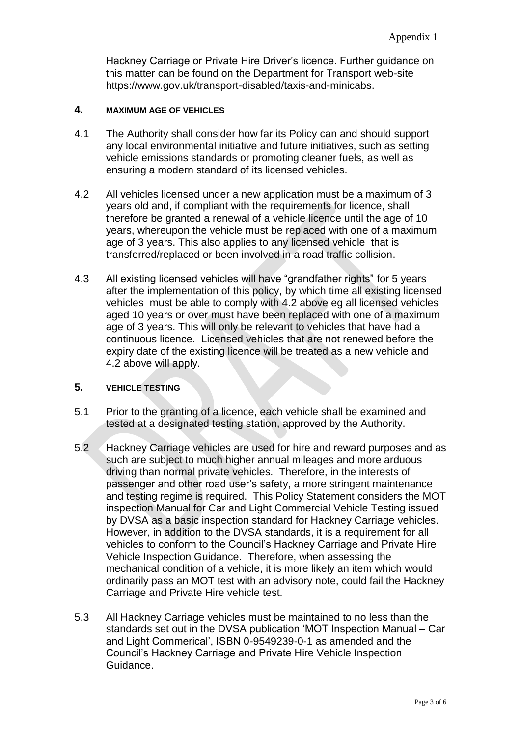Hackney Carriage or Private Hire Driver's licence. Further guidance on this matter can be found on the Department for Transport web-site https://www.gov.uk/transport-disabled/taxis-and-minicabs.

## 4. MAXIMUM AGE OF VEHICLES

4.1 The Authority shall consider how far its Policy can and should support any local environmental initiative and future initiatives, such as setting vehicle emissions standards or promoting cleaner fuels, as well as ensuring a modern standard of its licensed vehicles.

4.2 All vehicles licensed under a new application must be a maximum of 3 years old and, if compliant with the requirements for licence, shall therefore be granted a renewal of a vehicle licence until the age of 10 years, whereupon the vehicle must be replaced with one of a maximum age of 3 years. This also applies to any licensed vehicle that is transferred/replaced or been involved in a road traffic collision.

4.3 All existing licensed vehicles will have "grandfather rights" for 5 years after the implementation of this policy, by which time all existing licensed vehicles must be able to comply with 4.2 above eg all licensed vehicles aged 10 years or over must have been replaced with one of a maximum age of 3 years. This will only be relevant to vehicles that have had a continuous licence. Licensed vehicles that are not renewed before the expiry date of the existing licence will be treated as a new vehicle and 4.2 above will apply.

## 5. VEHICLE TESTING

5.1 Prior to the granting of a licence, each vehicle shall be examined and tested at a designated testing station, approved by the Authority.

5.2 Hackney Carriage vehicles are used for hire and reward purposes and as such are subject to much higher annual mileages and more arduous driving than normal private vehicles. Therefore, in the interests of passenger and other road user's safety, a more stringent maintenance and testing regime is required. This Policy Statement considers the MOT inspection Manual for Car and Light Commercial Vehicle Testing issued by DVSA as a basic inspection standard for Hackney Carriage vehicles. However, in addition to the DVSA standards, it is a requirement for all vehicles to conform to the Council's Hackney Carriage and Private Hire Vehicle Inspection Guidance. Therefore, when assessing the mechanical condition of a vehicle, it is more likely an item which would ordinarily pass an MOT test with an advisory note, could fail the Hackney Carriage and Private Hire vehicle test.

5.3 All Hackney Carriage vehicles must be maintained to no less than the standards set out in the DVSA publication 'MOT Inspection Manual – Car and Light Commerical', ISBN 0-9549239-0-1 as amended and the Council's Hackney Carriage and Private Hire Vehicle Inspection Guidance.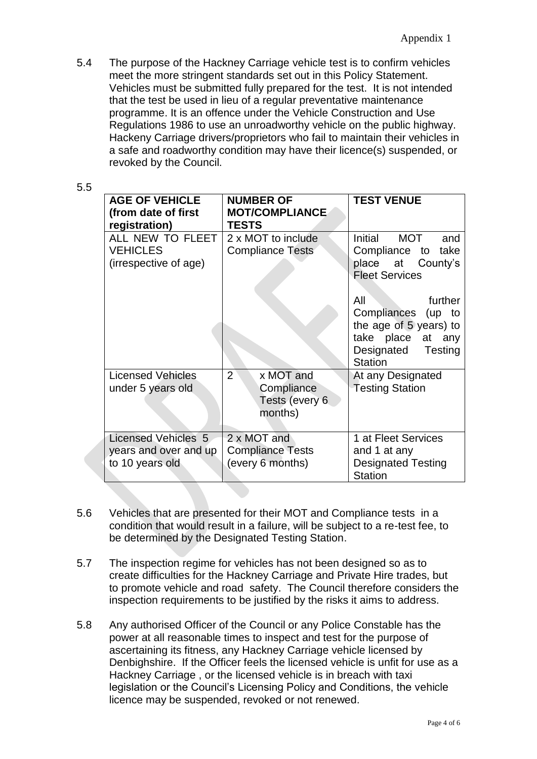Appendix 1

5.4 The purpose of the Hackney Carriage vehicle test is to confirm vehicles meet the more stringent standards set out in this Policy Statement. Vehicles must be submitted fully prepared for the test. It is not intended that the test be used in lieu of a regular preventative maintenance programme. It is an offence under the Vehicle Construction and Use Regulations 1986 to use an unroadworthy vehicle on the public highway. Hackeny Carriage drivers/proprietors who fail to maintain their vehicles in a safe and roadworthy condition may have their licence(s) suspended, or revoked by the Council.

5.5

| **AGE OF VEHICLE (from date of first registration)** | **NUMBER OF MOT/COMPLIANCE TESTS** | **TEST VENUE** |
|---|---|---|
| ALL NEW TO FLEET VEHICLES (irrespective of age) | 2 x MOT to include Compliance Tests | Initial MOT and Compliance to take place at County's Fleet Services<br><br>All further Compliances (up to the age of 5 years) to take place at any Designated Testing Station |
| Licensed Vehicles under 5 years old | 2 x MOT and Compliance Tests (every 6 months) | At any Designated Testing Station |
| Licensed Vehicles 5 years and over and up to 10 years old | 2 x MOT and Compliance Tests (every 6 months) | 1 at Fleet Services and 1 at any Designated Testing Station |

5.6 Vehicles that are presented for their MOT and Compliance tests in a condition that would result in a failure, will be subject to a re-test fee, to be determined by the Designated Testing Station.

5.7 The inspection regime for vehicles has not been designed so as to create difficulties for the Hackney Carriage and Private Hire trades, but to promote vehicle and road safety. The Council therefore considers the inspection requirements to be justified by the risks it aims to address.

5.8 Any authorised Officer of the Council or any Police Constable has the power at all reasonable times to inspect and test for the purpose of ascertaining its fitness, any Hackney Carriage vehicle licensed by Denbighshire. If the Officer feels the licensed vehicle is unfit for use as a Hackney Carriage , or the licensed vehicle is in breach with taxi legislation or the Council's Licensing Policy and Conditions, the vehicle licence may be suspended, revoked or not renewed.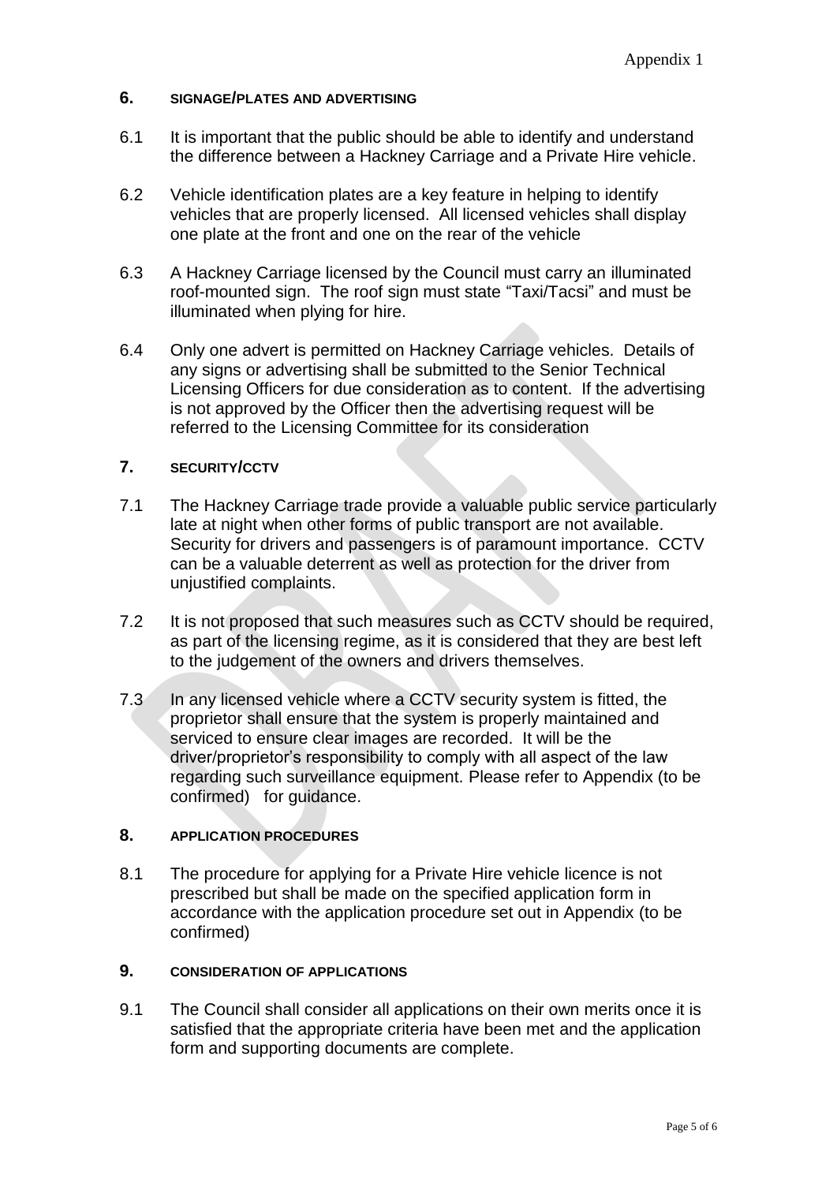## 6. SIGNAGE/PLATES AND ADVERTISING

6.1 It is important that the public should be able to identify and understand the difference between a Hackney Carriage and a Private Hire vehicle.

6.2 Vehicle identification plates are a key feature in helping to identify vehicles that are properly licensed. All licensed vehicles shall display one plate at the front and one on the rear of the vehicle

6.3 A Hackney Carriage licensed by the Council must carry an illuminated roof-mounted sign. The roof sign must state "Taxi/Tacsi" and must be illuminated when plying for hire.

6.4 Only one advert is permitted on Hackney Carriage vehicles. Details of any signs or advertising shall be submitted to the Senior Technical Licensing Officers for due consideration as to content. If the advertising is not approved by the Officer then the advertising request will be referred to the Licensing Committee for its consideration

## 7. SECURITY/CCTV

7.1 The Hackney Carriage trade provide a valuable public service particularly late at night when other forms of public transport are not available. Security for drivers and passengers is of paramount importance. CCTV can be a valuable deterrent as well as protection for the driver from unjustified complaints.

7.2 It is not proposed that such measures such as CCTV should be required, as part of the licensing regime, as it is considered that they are best left to the judgement of the owners and drivers themselves.

7.3 In any licensed vehicle where a CCTV security system is fitted, the proprietor shall ensure that the system is properly maintained and serviced to ensure clear images are recorded. It will be the driver/proprietor's responsibility to comply with all aspect of the law regarding such surveillance equipment. Please refer to Appendix (to be confirmed) for guidance.

## 8. APPLICATION PROCEDURES

8.1 The procedure for applying for a Private Hire vehicle licence is not prescribed but shall be made on the specified application form in accordance with the application procedure set out in Appendix (to be confirmed)

## 9. CONSIDERATION OF APPLICATIONS

9.1 The Council shall consider all applications on their own merits once it is satisfied that the appropriate criteria have been met and the application form and supporting documents are complete.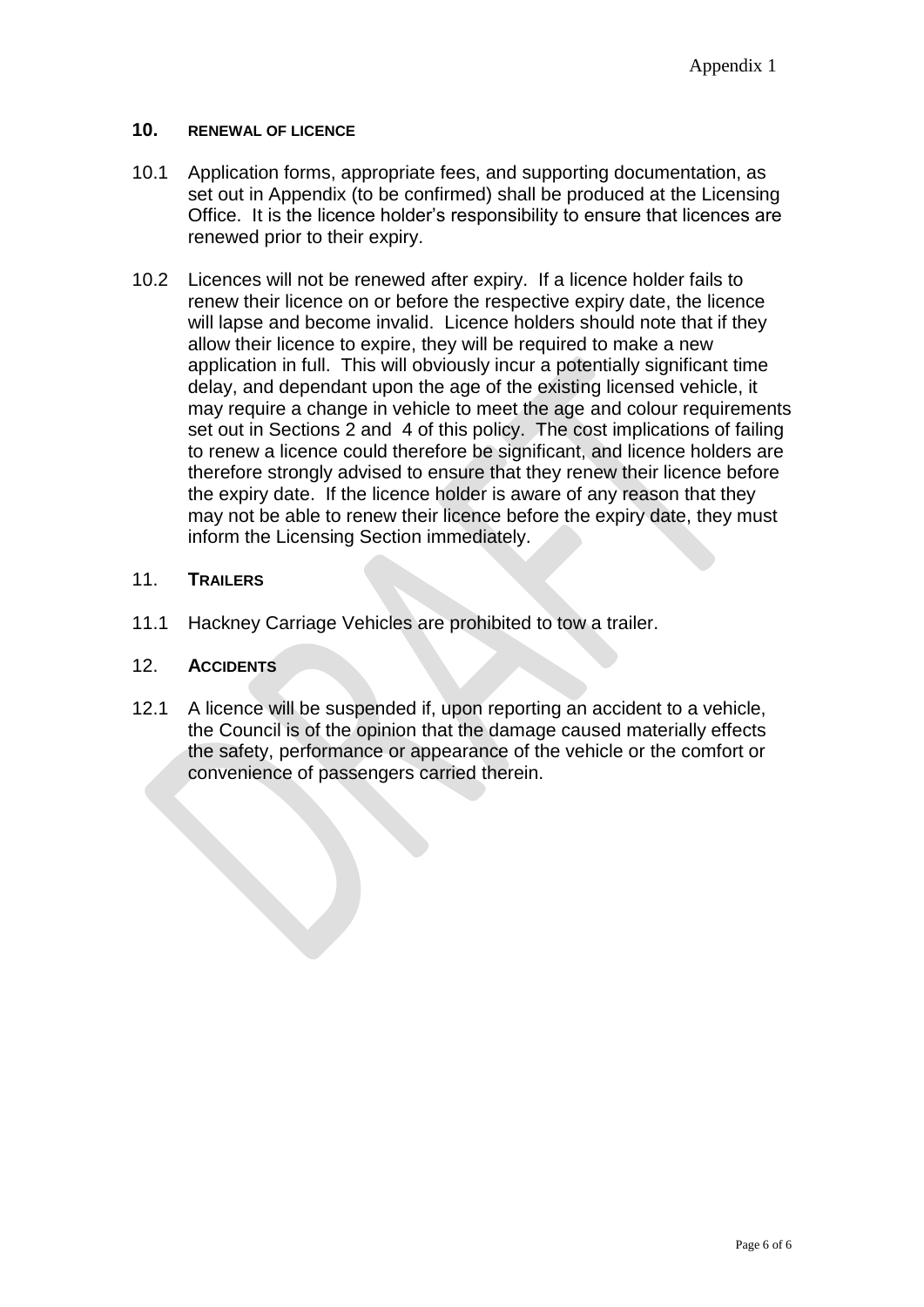## 10. RENEWAL OF LICENCE

10.1 Application forms, appropriate fees, and supporting documentation, as set out in Appendix (to be confirmed) shall be produced at the Licensing Office. It is the licence holder's responsibility to ensure that licences are renewed prior to their expiry.

10.2 Licences will not be renewed after expiry. If a licence holder fails to renew their licence on or before the respective expiry date, the licence will lapse and become invalid. Licence holders should note that if they allow their licence to expire, they will be required to make a new application in full. This will obviously incur a potentially significant time delay, and dependant upon the age of the existing licensed vehicle, it may require a change in vehicle to meet the age and colour requirements set out in Sections 2 and 4 of this policy. The cost implications of failing to renew a licence could therefore be significant, and licence holders are therefore strongly advised to ensure that they renew their licence before the expiry date. If the licence holder is aware of any reason that they may not be able to renew their licence before the expiry date, they must inform the Licensing Section immediately.

## 11. TRAILERS

11.1 Hackney Carriage Vehicles are prohibited to tow a trailer.

## 12. ACCIDENTS

12.1 A licence will be suspended if, upon reporting an accident to a vehicle, the Council is of the opinion that the damage caused materially effects the safety, performance or appearance of the vehicle or the comfort or convenience of passengers carried therein.